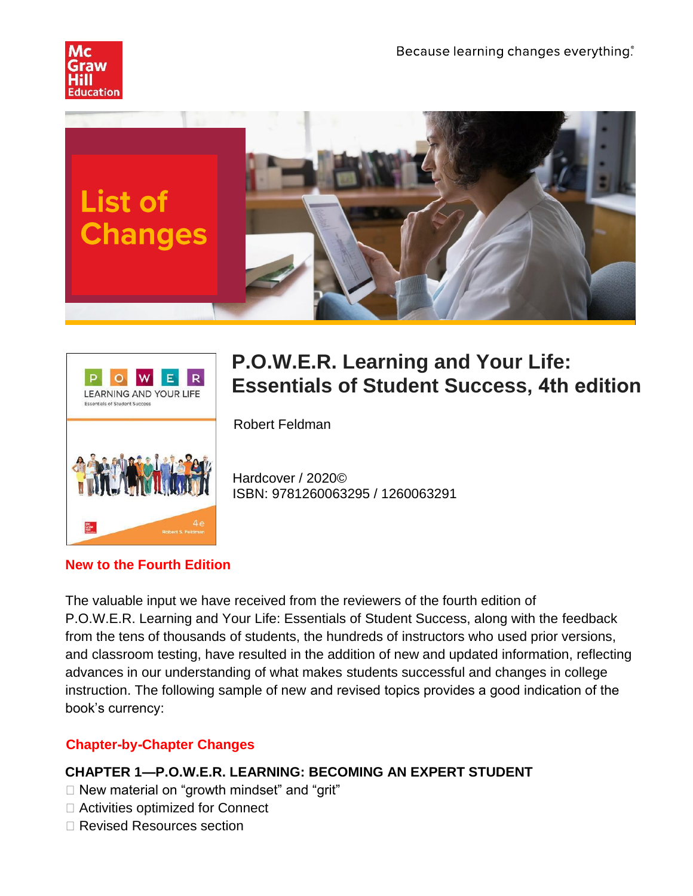Because learning changes everything.®

# List of Changes

## P.O.W.E.R. Learning and Your Life: Essentials of Student Success, 4th edition

Robert Feldman

Hardcover / 2020©
ISBN: 9781260063295 / 1260063291

### New to the Fourth Edition

The valuable input we have received from the reviewers of the fourth edition of P.O.W.E.R. Learning and Your Life: Essentials of Student Success, along with the feedback from the tens of thousands of students, the hundreds of instructors who used prior versions, and classroom testing, have resulted in the addition of new and updated information, reflecting advances in our understanding of what makes students successful and changes in college instruction. The following sample of new and revised topics provides a good indication of the book's currency:

### Chapter-by-Chapter Changes

**CHAPTER 1—P.O.W.E.R. LEARNING: BECOMING AN EXPERT STUDENT**

- New material on "growth mindset" and "grit"
- Activities optimized for Connect
- Revised Resources section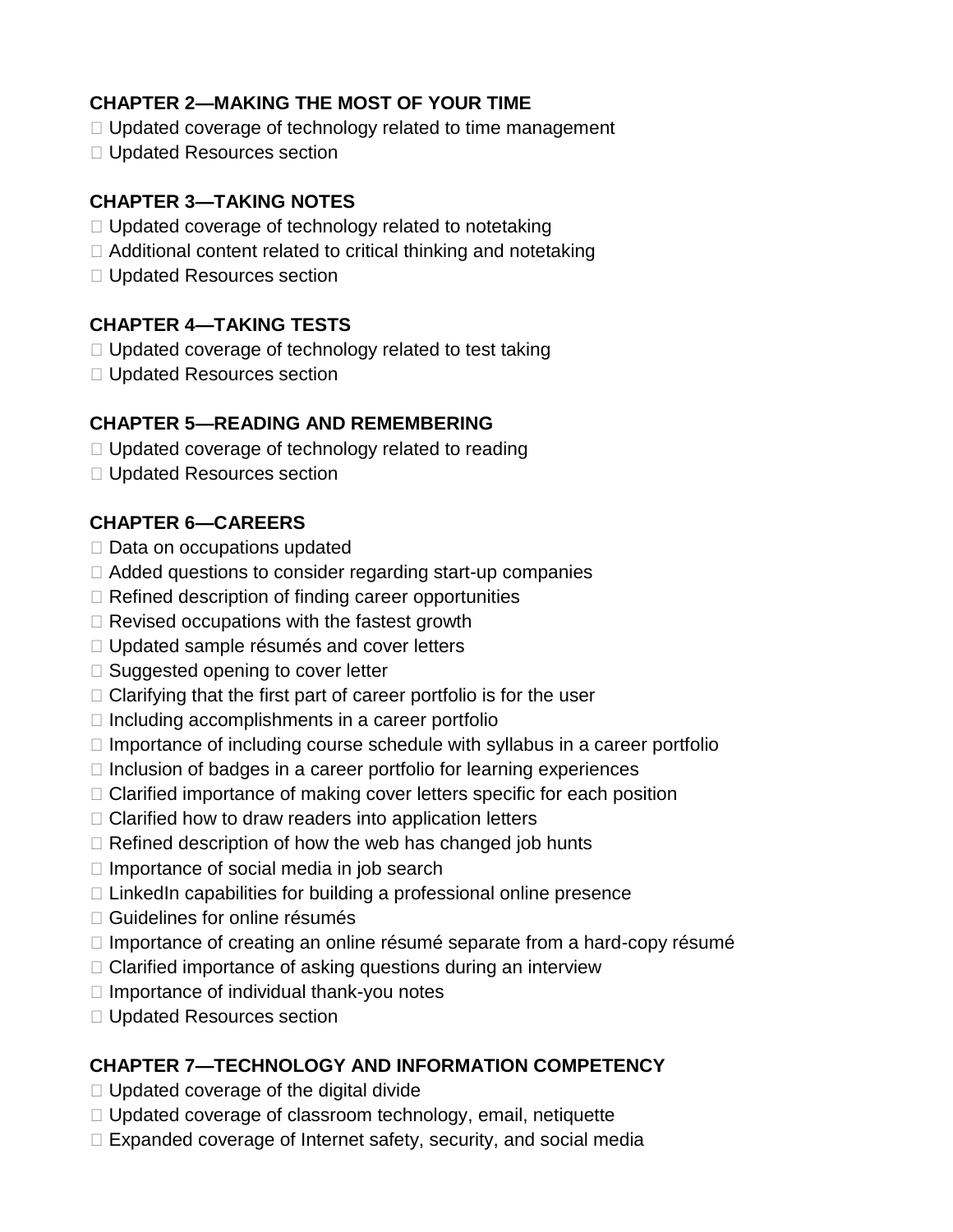**CHAPTER 2—MAKING THE MOST OF YOUR TIME**

- Updated coverage of technology related to time management
- Updated Resources section

**CHAPTER 3—TAKING NOTES**

- Updated coverage of technology related to notetaking
- Additional content related to critical thinking and notetaking
- Updated Resources section

**CHAPTER 4—TAKING TESTS**

- Updated coverage of technology related to test taking
- Updated Resources section

**CHAPTER 5—READING AND REMEMBERING**

- Updated coverage of technology related to reading
- Updated Resources section

**CHAPTER 6—CAREERS**

- Data on occupations updated
- Added questions to consider regarding start-up companies
- Refined description of finding career opportunities
- Revised occupations with the fastest growth
- Updated sample résumés and cover letters
- Suggested opening to cover letter
- Clarifying that the first part of career portfolio is for the user
- Including accomplishments in a career portfolio
- Importance of including course schedule with syllabus in a career portfolio
- Inclusion of badges in a career portfolio for learning experiences
- Clarified importance of making cover letters specific for each position
- Clarified how to draw readers into application letters
- Refined description of how the web has changed job hunts
- Importance of social media in job search
- LinkedIn capabilities for building a professional online presence
- Guidelines for online résumés
- Importance of creating an online résumé separate from a hard-copy résumé
- Clarified importance of asking questions during an interview
- Importance of individual thank-you notes
- Updated Resources section

**CHAPTER 7—TECHNOLOGY AND INFORMATION COMPETENCY**

- Updated coverage of the digital divide
- Updated coverage of classroom technology, email, netiquette
- Expanded coverage of Internet safety, security, and social media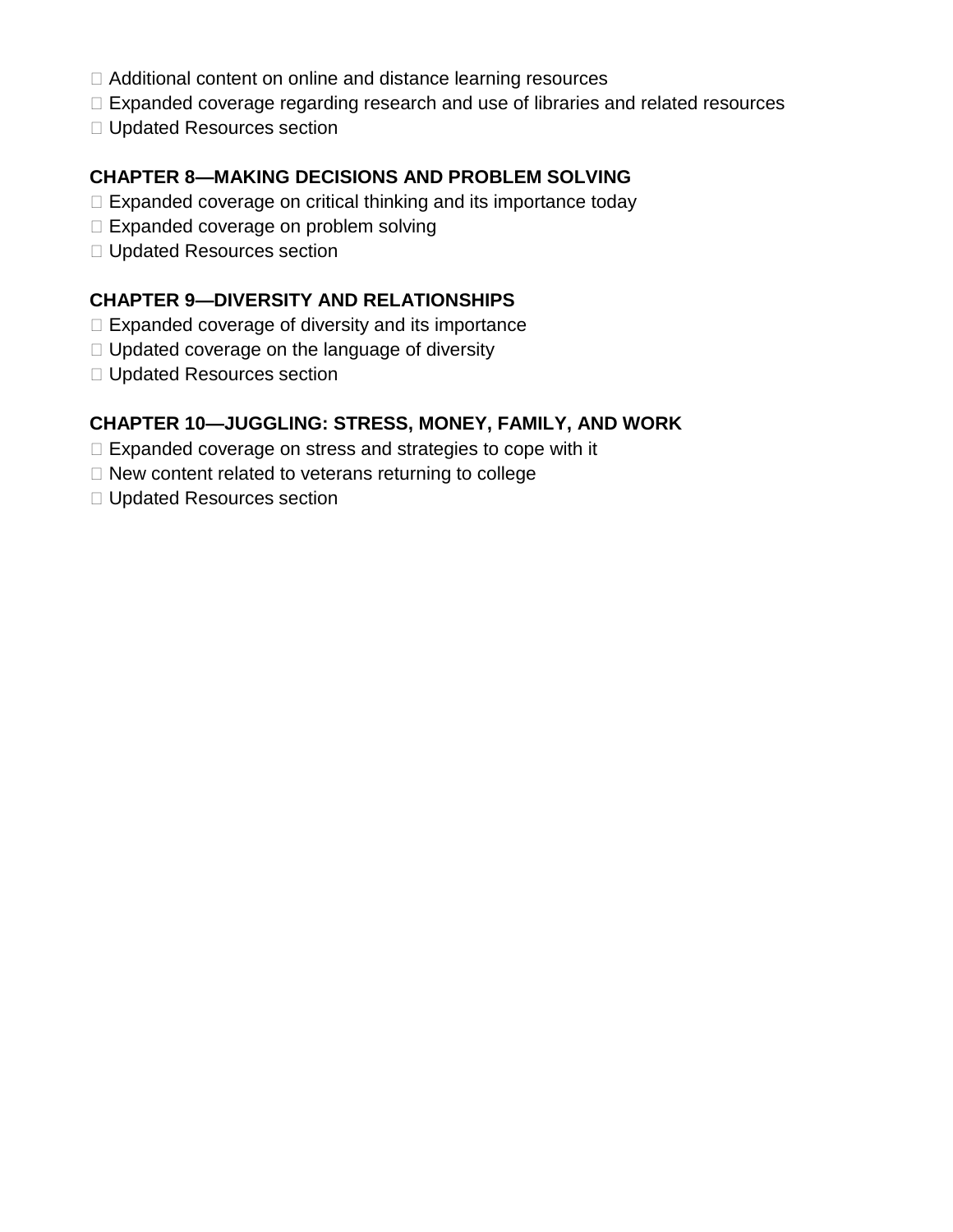- Additional content on online and distance learning resources
- Expanded coverage regarding research and use of libraries and related resources
- Updated Resources section

**CHAPTER 8—MAKING DECISIONS AND PROBLEM SOLVING**

- Expanded coverage on critical thinking and its importance today
- Expanded coverage on problem solving
- Updated Resources section

**CHAPTER 9—DIVERSITY AND RELATIONSHIPS**

- Expanded coverage of diversity and its importance
- Updated coverage on the language of diversity
- Updated Resources section

**CHAPTER 10—JUGGLING: STRESS, MONEY, FAMILY, AND WORK**

- Expanded coverage on stress and strategies to cope with it
- New content related to veterans returning to college
- Updated Resources section